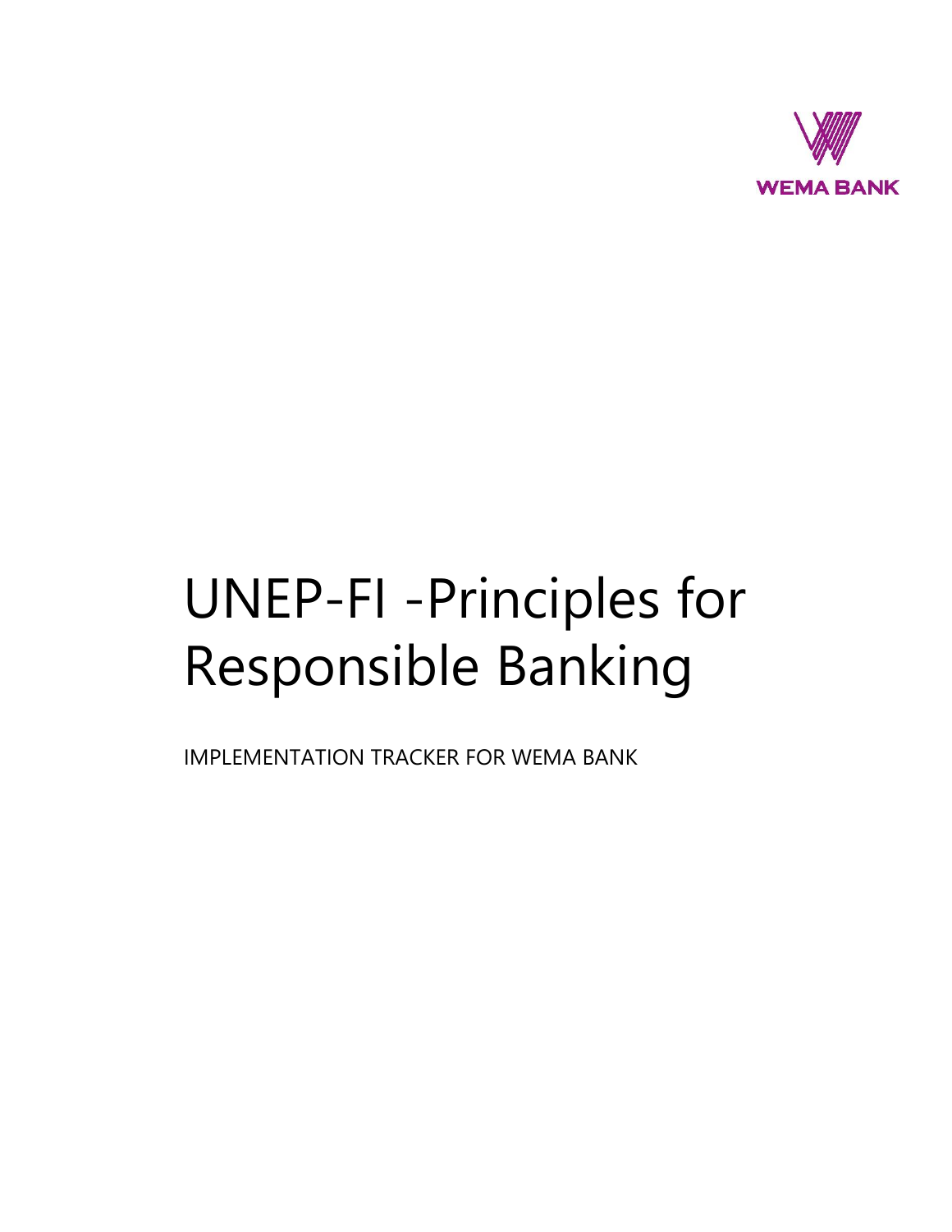WEMA BANK

# UNEP-FI -Principles for Responsible Banking

IMPLEMENTATION TRACKER FOR WEMA BANK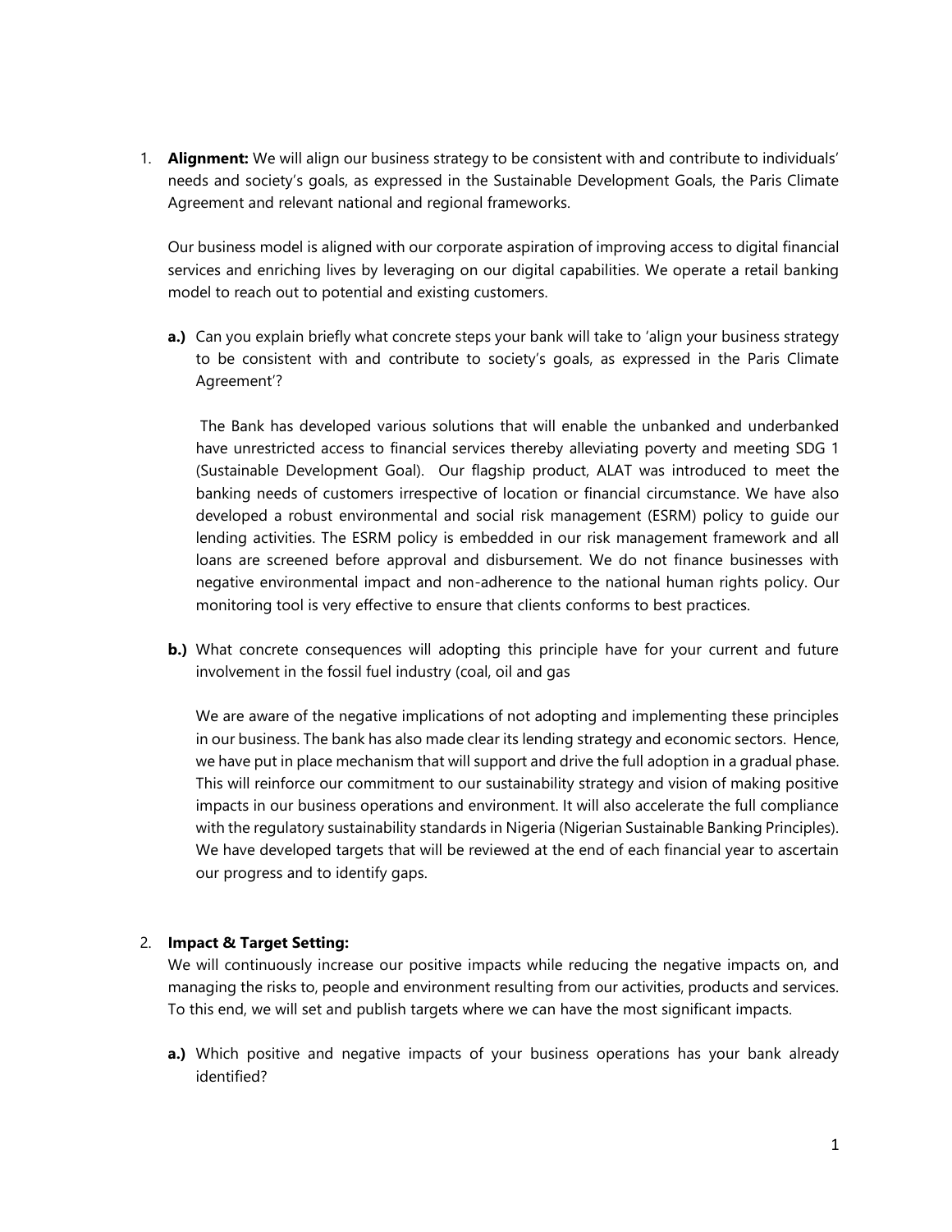1. **Alignment:** We will align our business strategy to be consistent with and contribute to individuals' needs and society's goals, as expressed in the Sustainable Development Goals, the Paris Climate Agreement and relevant national and regional frameworks.

   Our business model is aligned with our corporate aspiration of improving access to digital financial services and enriching lives by leveraging on our digital capabilities. We operate a retail banking model to reach out to potential and existing customers.

   **a.)** Can you explain briefly what concrete steps your bank will take to 'align your business strategy to be consistent with and contribute to society's goals, as expressed in the Paris Climate Agreement'?

   The Bank has developed various solutions that will enable the unbanked and underbanked have unrestricted access to financial services thereby alleviating poverty and meeting SDG 1 (Sustainable Development Goal). Our flagship product, ALAT was introduced to meet the banking needs of customers irrespective of location or financial circumstance. We have also developed a robust environmental and social risk management (ESRM) policy to guide our lending activities. The ESRM policy is embedded in our risk management framework and all loans are screened before approval and disbursement. We do not finance businesses with negative environmental impact and non-adherence to the national human rights policy. Our monitoring tool is very effective to ensure that clients conforms to best practices.

   **b.)** What concrete consequences will adopting this principle have for your current and future involvement in the fossil fuel industry (coal, oil and gas

   We are aware of the negative implications of not adopting and implementing these principles in our business. The bank has also made clear its lending strategy and economic sectors. Hence, we have put in place mechanism that will support and drive the full adoption in a gradual phase. This will reinforce our commitment to our sustainability strategy and vision of making positive impacts in our business operations and environment. It will also accelerate the full compliance with the regulatory sustainability standards in Nigeria (Nigerian Sustainable Banking Principles). We have developed targets that will be reviewed at the end of each financial year to ascertain our progress and to identify gaps.

2. **Impact & Target Setting:**
   We will continuously increase our positive impacts while reducing the negative impacts on, and managing the risks to, people and environment resulting from our activities, products and services. To this end, we will set and publish targets where we can have the most significant impacts.

   **a.)** Which positive and negative impacts of your business operations has your bank already identified?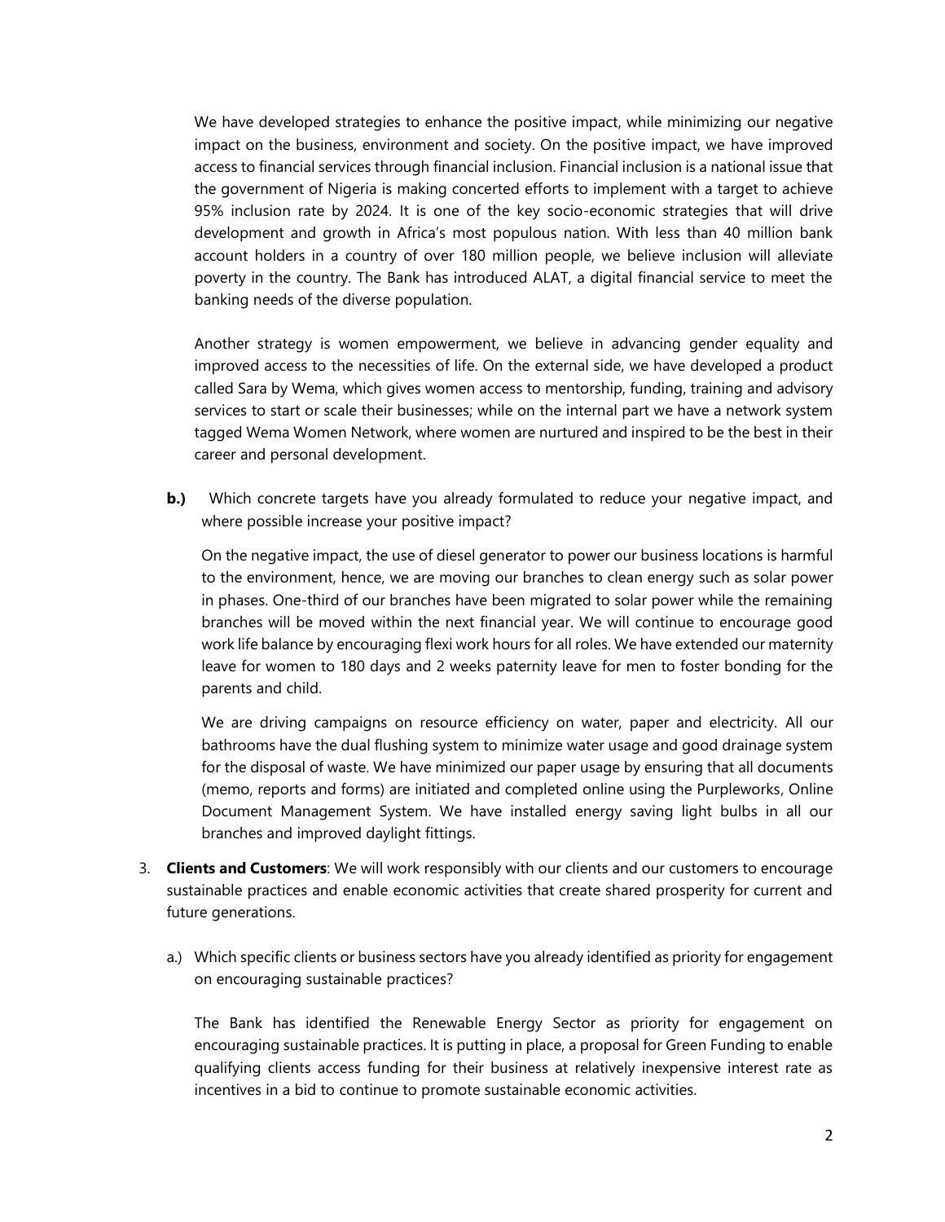We have developed strategies to enhance the positive impact, while minimizing our negative impact on the business, environment and society. On the positive impact, we have improved access to financial services through financial inclusion. Financial inclusion is a national issue that the government of Nigeria is making concerted efforts to implement with a target to achieve 95% inclusion rate by 2024. It is one of the key socio-economic strategies that will drive development and growth in Africa's most populous nation. With less than 40 million bank account holders in a country of over 180 million people, we believe inclusion will alleviate poverty in the country. The Bank has introduced ALAT, a digital financial service to meet the banking needs of the diverse population.

Another strategy is women empowerment, we believe in advancing gender equality and improved access to the necessities of life. On the external side, we have developed a product called Sara by Wema, which gives women access to mentorship, funding, training and advisory services to start or scale their businesses; while on the internal part we have a network system tagged Wema Women Network, where women are nurtured and inspired to be the best in their career and personal development.

**b.)** Which concrete targets have you already formulated to reduce your negative impact, and where possible increase your positive impact?

On the negative impact, the use of diesel generator to power our business locations is harmful to the environment, hence, we are moving our branches to clean energy such as solar power in phases. One-third of our branches have been migrated to solar power while the remaining branches will be moved within the next financial year. We will continue to encourage good work life balance by encouraging flexi work hours for all roles. We have extended our maternity leave for women to 180 days and 2 weeks paternity leave for men to foster bonding for the parents and child.

We are driving campaigns on resource efficiency on water, paper and electricity. All our bathrooms have the dual flushing system to minimize water usage and good drainage system for the disposal of waste. We have minimized our paper usage by ensuring that all documents (memo, reports and forms) are initiated and completed online using the Purpleworks, Online Document Management System. We have installed energy saving light bulbs in all our branches and improved daylight fittings.

3. **Clients and Customers**: We will work responsibly with our clients and our customers to encourage sustainable practices and enable economic activities that create shared prosperity for current and future generations.

   a.) Which specific clients or business sectors have you already identified as priority for engagement on encouraging sustainable practices?

   The Bank has identified the Renewable Energy Sector as priority for engagement on encouraging sustainable practices. It is putting in place, a proposal for Green Funding to enable qualifying clients access funding for their business at relatively inexpensive interest rate as incentives in a bid to continue to promote sustainable economic activities.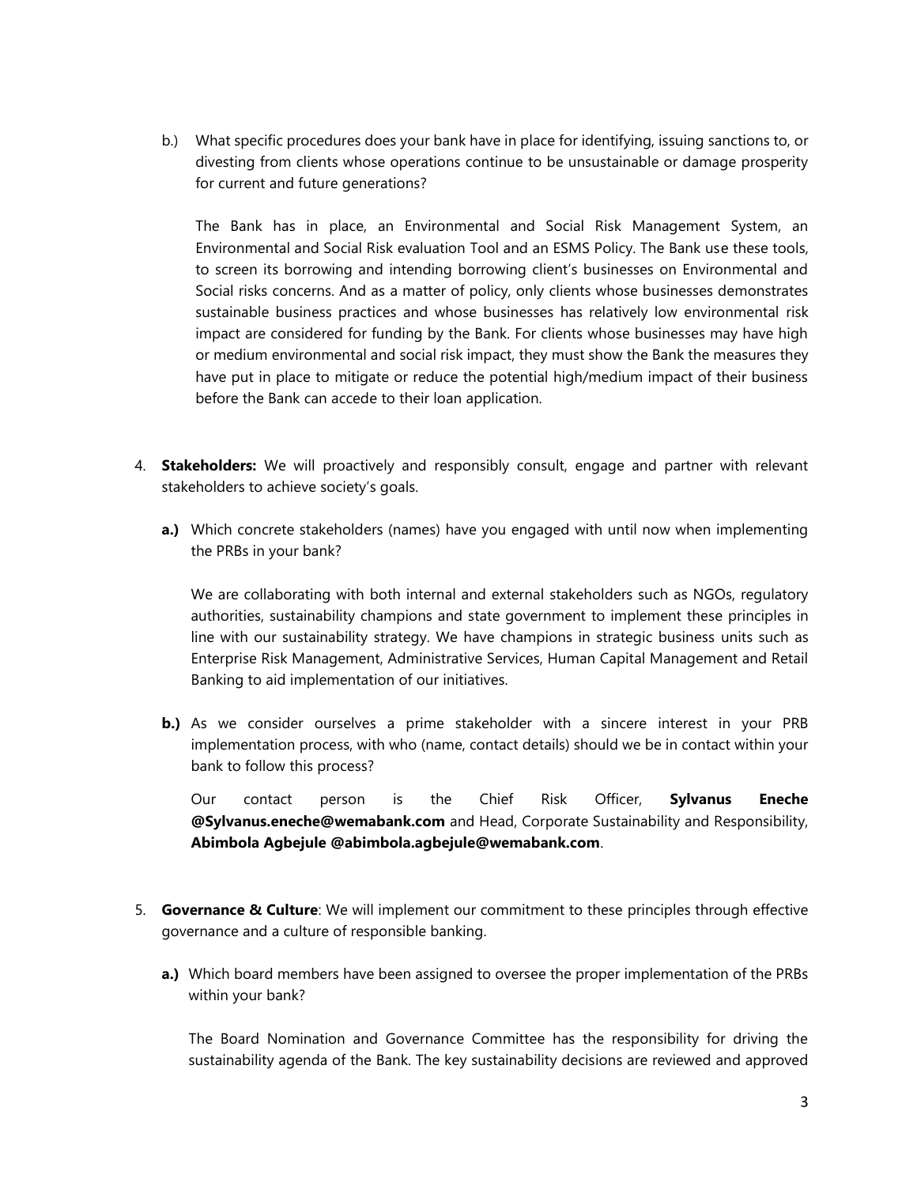b.) What specific procedures does your bank have in place for identifying, issuing sanctions to, or divesting from clients whose operations continue to be unsustainable or damage prosperity for current and future generations?

The Bank has in place, an Environmental and Social Risk Management System, an Environmental and Social Risk evaluation Tool and an ESMS Policy. The Bank use these tools, to screen its borrowing and intending borrowing client's businesses on Environmental and Social risks concerns. And as a matter of policy, only clients whose businesses demonstrates sustainable business practices and whose businesses has relatively low environmental risk impact are considered for funding by the Bank. For clients whose businesses may have high or medium environmental and social risk impact, they must show the Bank the measures they have put in place to mitigate or reduce the potential high/medium impact of their business before the Bank can accede to their loan application.

4. **Stakeholders:** We will proactively and responsibly consult, engage and partner with relevant stakeholders to achieve society's goals.

   **a.)** Which concrete stakeholders (names) have you engaged with until now when implementing the PRBs in your bank?

   We are collaborating with both internal and external stakeholders such as NGOs, regulatory authorities, sustainability champions and state government to implement these principles in line with our sustainability strategy. We have champions in strategic business units such as Enterprise Risk Management, Administrative Services, Human Capital Management and Retail Banking to aid implementation of our initiatives.

   **b.)** As we consider ourselves a prime stakeholder with a sincere interest in your PRB implementation process, with who (name, contact details) should we be in contact within your bank to follow this process?

   Our contact person is the Chief Risk Officer, **Sylvanus Eneche @Sylvanus.eneche@wemabank.com** and Head, Corporate Sustainability and Responsibility, **Abimbola Agbejule @abimbola.agbejule@wemabank.com**.

5. **Governance & Culture**: We will implement our commitment to these principles through effective governance and a culture of responsible banking.

   **a.)** Which board members have been assigned to oversee the proper implementation of the PRBs within your bank?

   The Board Nomination and Governance Committee has the responsibility for driving the sustainability agenda of the Bank. The key sustainability decisions are reviewed and approved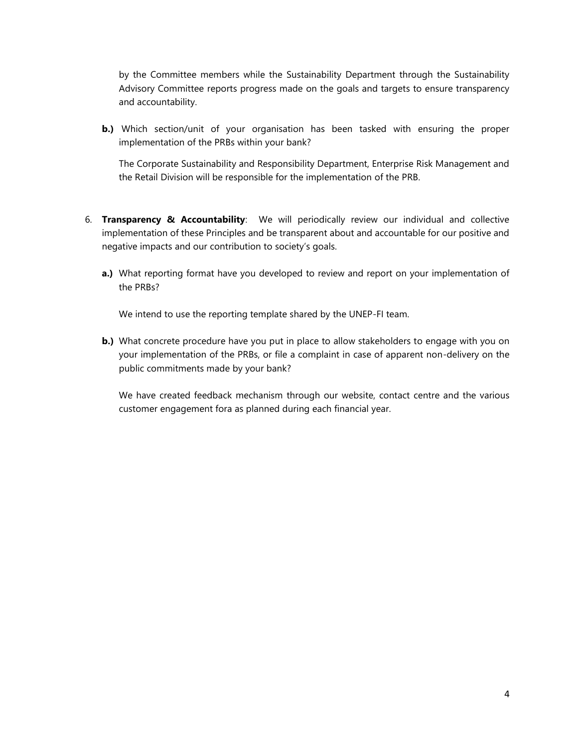by the Committee members while the Sustainability Department through the Sustainability Advisory Committee reports progress made on the goals and targets to ensure transparency and accountability.

**b.)** Which section/unit of your organisation has been tasked with ensuring the proper implementation of the PRBs within your bank?

The Corporate Sustainability and Responsibility Department, Enterprise Risk Management and the Retail Division will be responsible for the implementation of the PRB.

6. **Transparency & Accountability**: We will periodically review our individual and collective implementation of these Principles and be transparent about and accountable for our positive and negative impacts and our contribution to society's goals.

   **a.)** What reporting format have you developed to review and report on your implementation of the PRBs?

   We intend to use the reporting template shared by the UNEP-FI team.

   **b.)** What concrete procedure have you put in place to allow stakeholders to engage with you on your implementation of the PRBs, or file a complaint in case of apparent non-delivery on the public commitments made by your bank?

   We have created feedback mechanism through our website, contact centre and the various customer engagement fora as planned during each financial year.